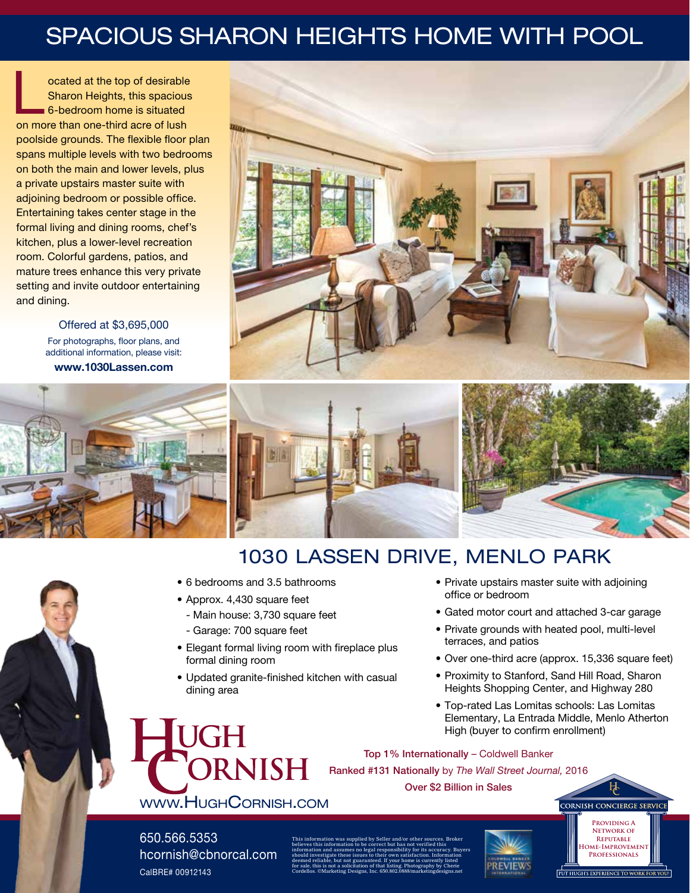# SPACIOUS SHARON HEIGHTS HOME WITH POOL

Located at the top of desirable Sharon Heights, this spacious 6-bedroom home is situated on more than one-third acre of lush poolside grounds. The flexible floor plan spans multiple levels with two bedrooms on both the main and lower levels, plus a private upstairs master suite with adjoining bedroom or possible office. Entertaining takes center stage in the formal living and dining rooms, chef's kitchen, plus a lower-level recreation room. Colorful gardens, patios, and mature trees enhance this very private setting and invite outdoor entertaining and dining.

Offered at $3,695,000

For photographs, floor plans, and additional information, please visit:

**www.1030Lassen.com**

## 1030 LASSEN DRIVE, MENLO PARK

- 6 bedrooms and 3.5 bathrooms
- Approx. 4,430 square feet
  - Main house: 3,730 square feet
  - Garage: 700 square feet
- Elegant formal living room with fireplace plus formal dining room
- Updated granite-finished kitchen with casual dining area
- Private upstairs master suite with adjoining office or bedroom
- Gated motor court and attached 3-car garage
- Private grounds with heated pool, multi-level terraces, and patios
- Over one-third acre (approx. 15,336 square feet)
- Proximity to Stanford, Sand Hill Road, Sharon Heights Shopping Center, and Highway 280
- Top-rated Las Lomitas schools: Las Lomitas Elementary, La Entrada Middle, Menlo Atherton High (buyer to confirm enrollment)

**HUGH CORNISH**

WWW.HUGHCORNISH.COM

**Top 1% Internationally** – Coldwell Banker

**Ranked #131 Nationally** by *The Wall Street Journal,* 2016

**Over $2 Billion in Sales**

CORNISH CONCIERGE SERVICE

PROVIDING A NETWORK OF REPUTABLE HOME-IMPROVEMENT PROFESSIONALS

PUT HUGH'S EXPERIENCE TO WORK FOR YOU!

650.566.5353

hcornish@cbnorcal.com

CalBRE# 00912143

This information was supplied by Seller and/or other sources. Broker believes this information to be correct but has not verified this information and assumes no legal responsibility for its accuracy. Buyers should investigate these issues to their own satisfaction. Information deemed reliable, but not guaranteed. If your home is currently listed for sale, this is not a solicitation of that listing. Photography by Cherie Cordellos. ©Marketing Designs, Inc. 650.802.0888/marketingdesigns.net

COLDWELL BANKER PREVIEWS INTERNATIONAL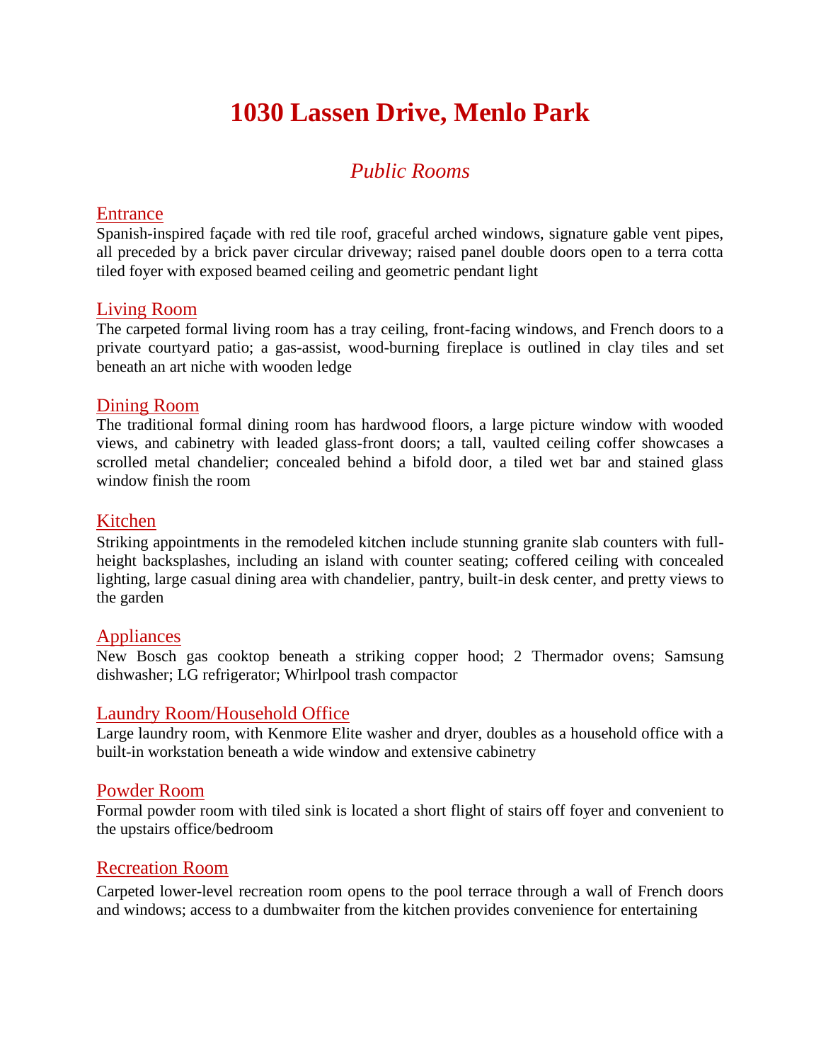# 1030 Lassen Drive, Menlo Park

## *Public Rooms*

### Entrance

Spanish-inspired façade with red tile roof, graceful arched windows, signature gable vent pipes, all preceded by a brick paver circular driveway; raised panel double doors open to a terra cotta tiled foyer with exposed beamed ceiling and geometric pendant light

### Living Room

The carpeted formal living room has a tray ceiling, front-facing windows, and French doors to a private courtyard patio; a gas-assist, wood-burning fireplace is outlined in clay tiles and set beneath an art niche with wooden ledge

### Dining Room

The traditional formal dining room has hardwood floors, a large picture window with wooded views, and cabinetry with leaded glass-front doors; a tall, vaulted ceiling coffer showcases a scrolled metal chandelier; concealed behind a bifold door, a tiled wet bar and stained glass window finish the room

### Kitchen

Striking appointments in the remodeled kitchen include stunning granite slab counters with full-height backsplashes, including an island with counter seating; coffered ceiling with concealed lighting, large casual dining area with chandelier, pantry, built-in desk center, and pretty views to the garden

### Appliances

New Bosch gas cooktop beneath a striking copper hood; 2 Thermador ovens; Samsung dishwasher; LG refrigerator; Whirlpool trash compactor

### Laundry Room/Household Office

Large laundry room, with Kenmore Elite washer and dryer, doubles as a household office with a built-in workstation beneath a wide window and extensive cabinetry

### Powder Room

Formal powder room with tiled sink is located a short flight of stairs off foyer and convenient to the upstairs office/bedroom

### Recreation Room

Carpeted lower-level recreation room opens to the pool terrace through a wall of French doors and windows; access to a dumbwaiter from the kitchen provides convenience for entertaining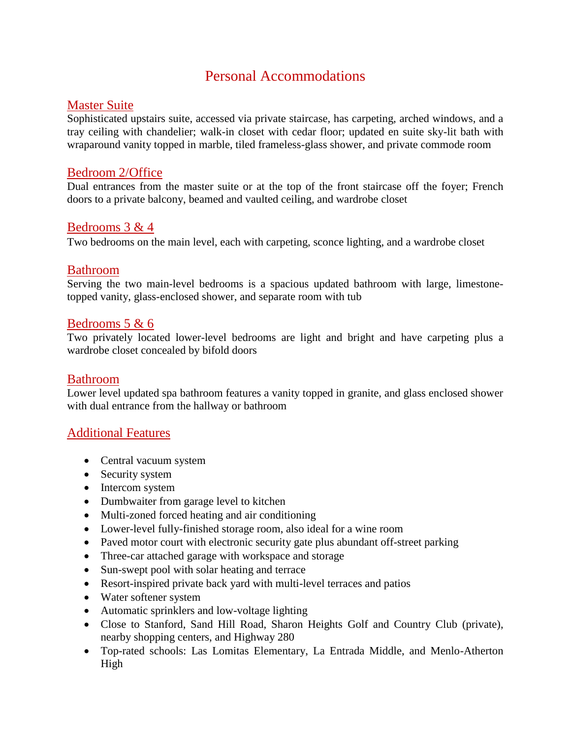# Personal Accommodations

## Master Suite

Sophisticated upstairs suite, accessed via private staircase, has carpeting, arched windows, and a tray ceiling with chandelier; walk-in closet with cedar floor; updated en suite sky-lit bath with wraparound vanity topped in marble, tiled frameless-glass shower, and private commode room

## Bedroom 2/Office

Dual entrances from the master suite or at the top of the front staircase off the foyer; French doors to a private balcony, beamed and vaulted ceiling, and wardrobe closet

## Bedrooms 3 & 4

Two bedrooms on the main level, each with carpeting, sconce lighting, and a wardrobe closet

## Bathroom

Serving the two main-level bedrooms is a spacious updated bathroom with large, limestone-topped vanity, glass-enclosed shower, and separate room with tub

## Bedrooms 5 & 6

Two privately located lower-level bedrooms are light and bright and have carpeting plus a wardrobe closet concealed by bifold doors

## Bathroom

Lower level updated spa bathroom features a vanity topped in granite, and glass enclosed shower with dual entrance from the hallway or bathroom

## Additional Features

- Central vacuum system
- Security system
- Intercom system
- Dumbwaiter from garage level to kitchen
- Multi-zoned forced heating and air conditioning
- Lower-level fully-finished storage room, also ideal for a wine room
- Paved motor court with electronic security gate plus abundant off-street parking
- Three-car attached garage with workspace and storage
- Sun-swept pool with solar heating and terrace
- Resort-inspired private back yard with multi-level terraces and patios
- Water softener system
- Automatic sprinklers and low-voltage lighting
- Close to Stanford, Sand Hill Road, Sharon Heights Golf and Country Club (private), nearby shopping centers, and Highway 280
- Top-rated schools: Las Lomitas Elementary, La Entrada Middle, and Menlo-Atherton High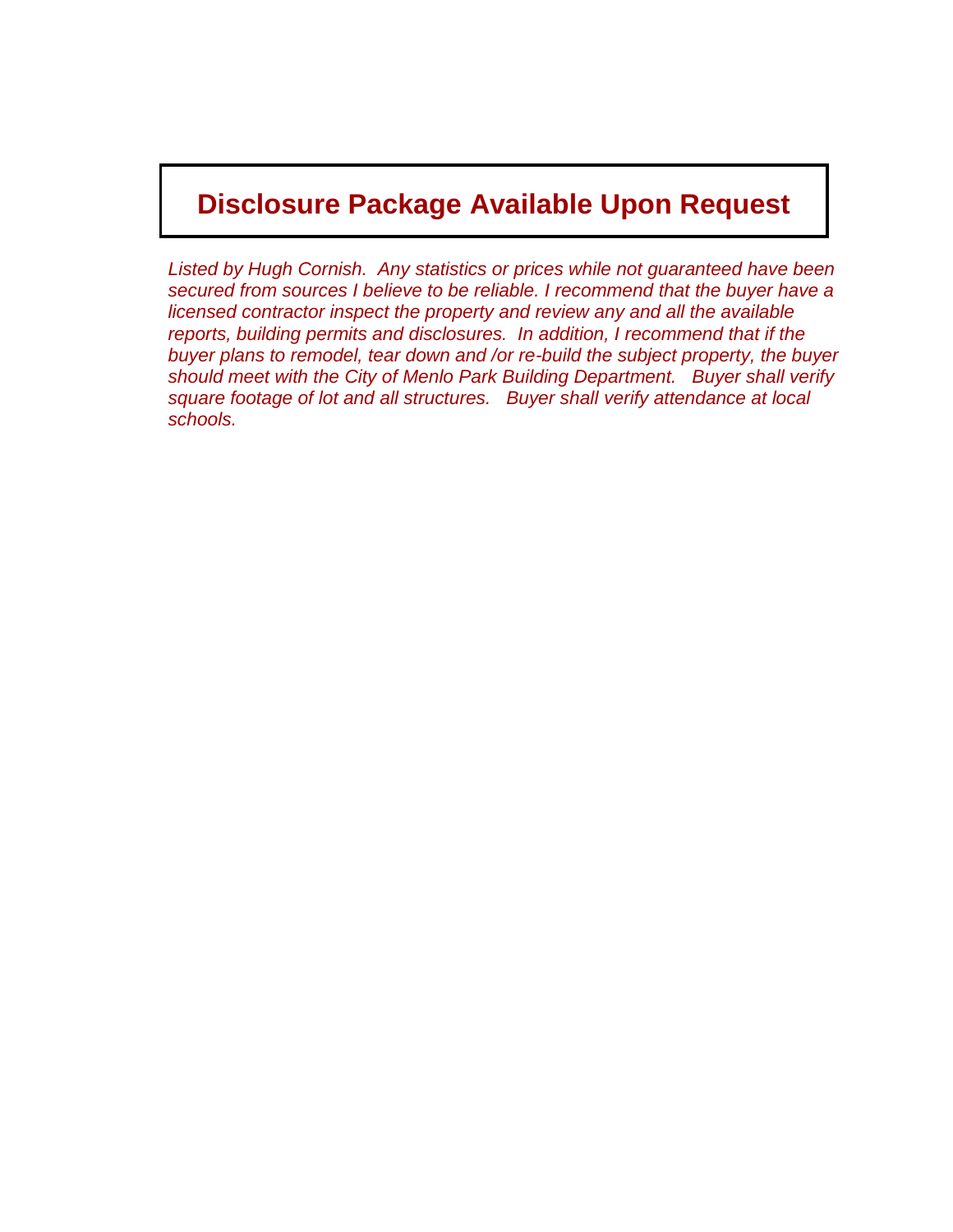## **Disclosure Package Available Upon Request**

*Listed by Hugh Cornish. Any statistics or prices while not guaranteed have been secured from sources I believe to be reliable. I recommend that the buyer have a licensed contractor inspect the property and review any and all the available reports, building permits and disclosures. In addition, I recommend that if the buyer plans to remodel, tear down and /or re-build the subject property, the buyer should meet with the City of Menlo Park Building Department. Buyer shall verify square footage of lot and all structures. Buyer shall verify attendance at local schools.*